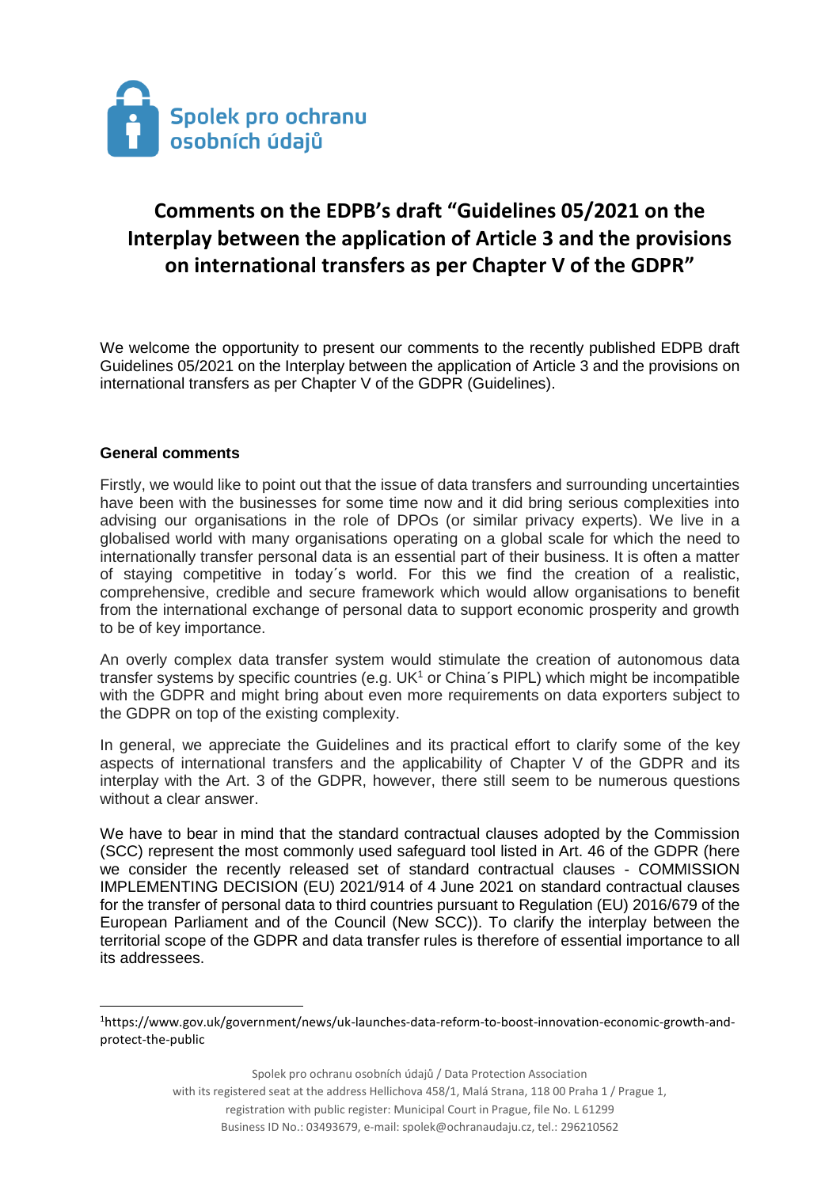Spolek pro ochranu osobních údajů

# Comments on the EDPB's draft "Guidelines 05/2021 on the Interplay between the application of Article 3 and the provisions on international transfers as per Chapter V of the GDPR"

We welcome the opportunity to present our comments to the recently published EDPB draft Guidelines 05/2021 on the Interplay between the application of Article 3 and the provisions on international transfers as per Chapter V of the GDPR (Guidelines).

## General comments

Firstly, we would like to point out that the issue of data transfers and surrounding uncertainties have been with the businesses for some time now and it did bring serious complexities into advising our organisations in the role of DPOs (or similar privacy experts). We live in a globalised world with many organisations operating on a global scale for which the need to internationally transfer personal data is an essential part of their business. It is often a matter of staying competitive in today´s world. For this we find the creation of a realistic, comprehensive, credible and secure framework which would allow organisations to benefit from the international exchange of personal data to support economic prosperity and growth to be of key importance.

An overly complex data transfer system would stimulate the creation of autonomous data transfer systems by specific countries (e.g. UK[1] or China´s PIPL) which might be incompatible with the GDPR and might bring about even more requirements on data exporters subject to the GDPR on top of the existing complexity.

In general, we appreciate the Guidelines and its practical effort to clarify some of the key aspects of international transfers and the applicability of Chapter V of the GDPR and its interplay with the Art. 3 of the GDPR, however, there still seem to be numerous questions without a clear answer.

We have to bear in mind that the standard contractual clauses adopted by the Commission (SCC) represent the most commonly used safeguard tool listed in Art. 46 of the GDPR (here we consider the recently released set of standard contractual clauses - COMMISSION IMPLEMENTING DECISION (EU) 2021/914 of 4 June 2021 on standard contractual clauses for the transfer of personal data to third countries pursuant to Regulation (EU) 2016/679 of the European Parliament and of the Council (New SCC)). To clarify the interplay between the territorial scope of the GDPR and data transfer rules is therefore of essential importance to all its addressees.

[1] https://www.gov.uk/government/news/uk-launches-data-reform-to-boost-innovation-economic-growth-and-protect-the-public

Spolek pro ochranu osobních údajů / Data Protection Association
with its registered seat at the address Hellichova 458/1, Malá Strana, 118 00 Praha 1 / Prague 1,
registration with public register: Municipal Court in Prague, file No. L 61299
Business ID No.: 03493679, e-mail: spolek@ochranaudaju.cz, tel.: 296210562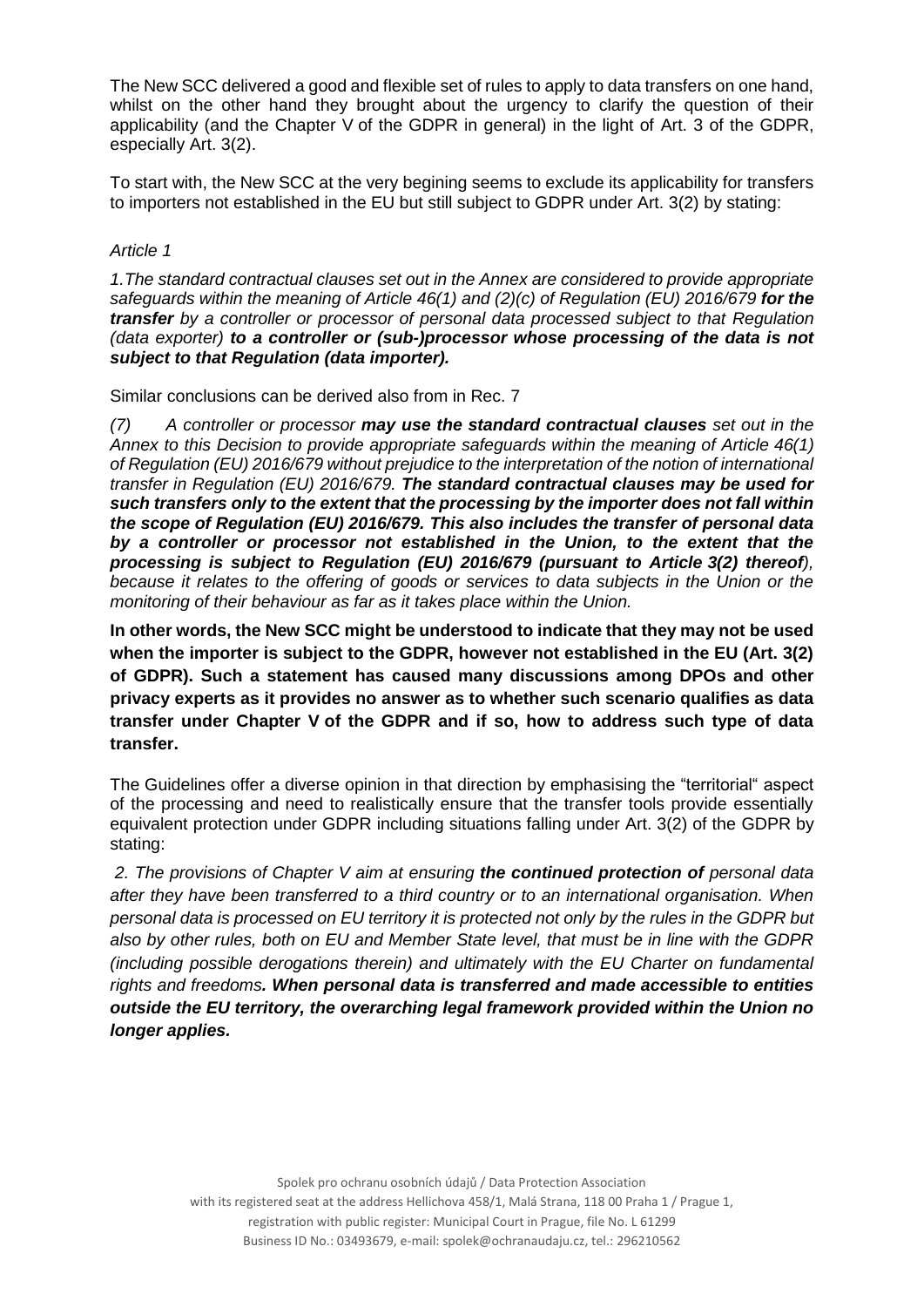The New SCC delivered a good and flexible set of rules to apply to data transfers on one hand, whilst on the other hand they brought about the urgency to clarify the question of their applicability (and the Chapter V of the GDPR in general) in the light of Art. 3 of the GDPR, especially Art. 3(2).

To start with, the New SCC at the very begining seems to exclude its applicability for transfers to importers not established in the EU but still subject to GDPR under Art. 3(2) by stating:

*Article 1*

*1.The standard contractual clauses set out in the Annex are considered to provide appropriate safeguards within the meaning of Article 46(1) and (2)(c) of Regulation (EU) 2016/679* ***for the transfer*** *by a controller or processor of personal data processed subject to that Regulation (data exporter)* ***to a controller or (sub-)processor whose processing of the data is not subject to that Regulation (data importer).***

Similar conclusions can be derived also from in Rec. 7

*(7) A controller or processor* ***may use the standard contractual clauses*** *set out in the Annex to this Decision to provide appropriate safeguards within the meaning of Article 46(1) of Regulation (EU) 2016/679 without prejudice to the interpretation of the notion of international transfer in Regulation (EU) 2016/679.* ***The standard contractual clauses may be used for such transfers only to the extent that the processing by the importer does not fall within the scope of Regulation (EU) 2016/679. This also includes the transfer of personal data by a controller or processor not established in the Union, to the extent that the processing is subject to Regulation (EU) 2016/679 (pursuant to Article 3(2) thereof)****, because it relates to the offering of goods or services to data subjects in the Union or the monitoring of their behaviour as far as it takes place within the Union.*

**In other words, the New SCC might be understood to indicate that they may not be used when the importer is subject to the GDPR, however not established in the EU (Art. 3(2) of GDPR). Such a statement has caused many discussions among DPOs and other privacy experts as it provides no answer as to whether such scenario qualifies as data transfer under Chapter V of the GDPR and if so, how to address such type of data transfer.**

The Guidelines offer a diverse opinion in that direction by emphasising the "territorial" aspect of the processing and need to realistically ensure that the transfer tools provide essentially equivalent protection under GDPR including situations falling under Art. 3(2) of the GDPR by stating:

*2. The provisions of Chapter V aim at ensuring* ***the continued protection of*** *personal data after they have been transferred to a third country or to an international organisation. When personal data is processed on EU territory it is protected not only by the rules in the GDPR but also by other rules, both on EU and Member State level, that must be in line with the GDPR (including possible derogations therein) and ultimately with the EU Charter on fundamental rights and freedoms****. When personal data is transferred and made accessible to entities outside the EU territory, the overarching legal framework provided within the Union no longer applies.***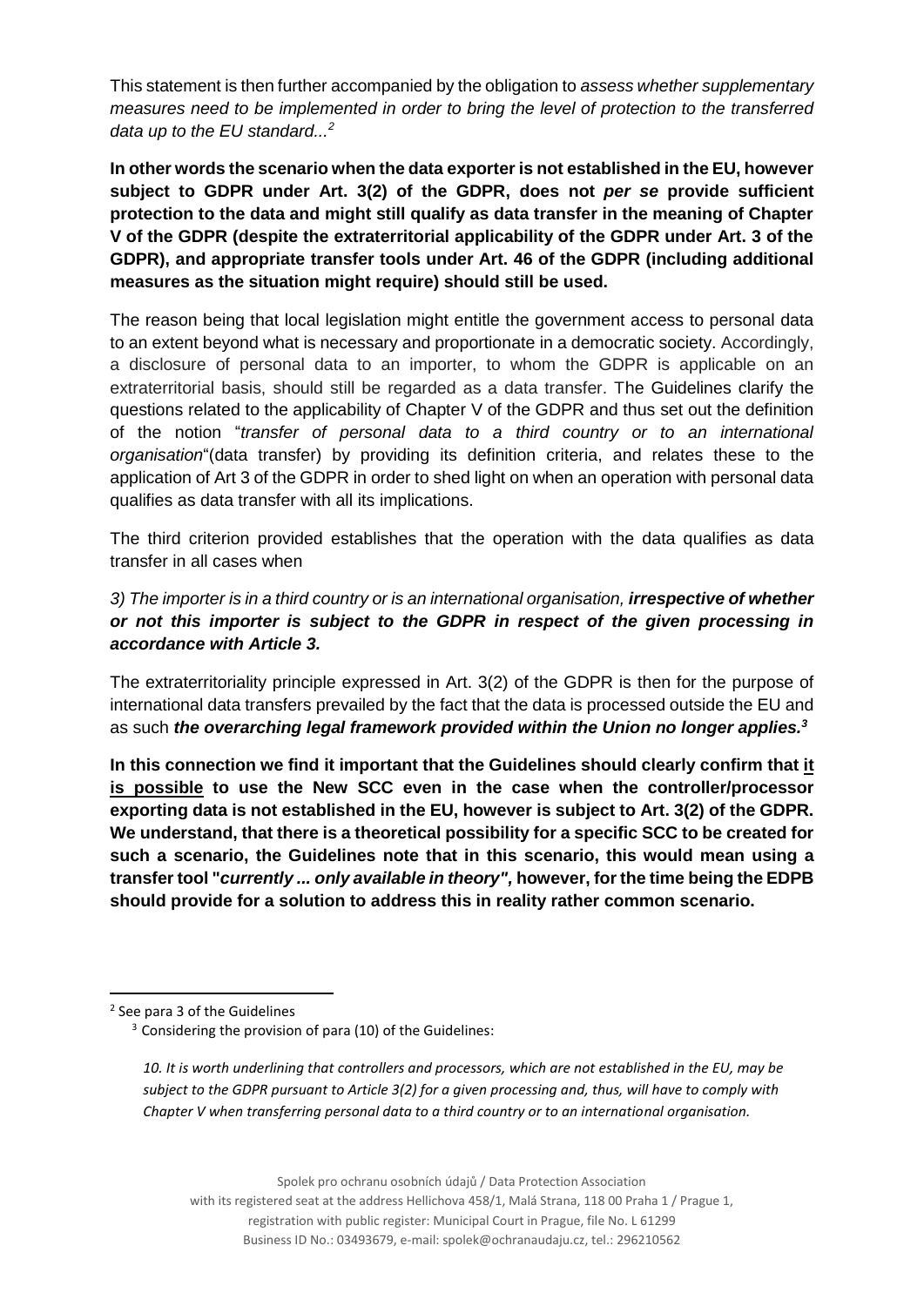This statement is then further accompanied by the obligation to *assess whether supplementary measures need to be implemented in order to bring the level of protection to the transferred data up to the EU standard...*[2]

**In other words the scenario when the data exporter is not established in the EU, however subject to GDPR under Art. 3(2) of the GDPR, does not *per se* provide sufficient protection to the data and might still qualify as data transfer in the meaning of Chapter V of the GDPR (despite the extraterritorial applicability of the GDPR under Art. 3 of the GDPR), and appropriate transfer tools under Art. 46 of the GDPR (including additional measures as the situation might require) should still be used.**

The reason being that local legislation might entitle the government access to personal data to an extent beyond what is necessary and proportionate in a democratic society. Accordingly, a disclosure of personal data to an importer, to whom the GDPR is applicable on an extraterritorial basis, should still be regarded as a data transfer. The Guidelines clarify the questions related to the applicability of Chapter V of the GDPR and thus set out the definition of the notion "*transfer of personal data to a third country or to an international organisation*"(data transfer) by providing its definition criteria, and relates these to the application of Art 3 of the GDPR in order to shed light on when an operation with personal data qualifies as data transfer with all its implications.

The third criterion provided establishes that the operation with the data qualifies as data transfer in all cases when

*3) The importer is in a third country or is an international organisation, **irrespective of whether or not this importer is subject to the GDPR in respect of the given processing in accordance with Article 3.***

The extraterritoriality principle expressed in Art. 3(2) of the GDPR is then for the purpose of international data transfers prevailed by the fact that the data is processed outside the EU and as such ***the overarching legal framework provided within the Union no longer applies.***[3]

**In this connection we find it important that the Guidelines should clearly confirm that <u>it is possible</u> to use the New SCC even in the case when the controller/processor exporting data is not established in the EU, however is subject to Art. 3(2) of the GDPR. We understand, that there is a theoretical possibility for a specific SCC to be created for such a scenario, the Guidelines note that in this scenario, this would mean using a transfer tool "*currently ... only available in theory",* however, for the time being the EDPB should provide for a solution to address this in reality rather common scenario.**

---

[2] See para 3 of the Guidelines

[3] Considering the provision of para (10) of the Guidelines:

*10. It is worth underlining that controllers and processors, which are not established in the EU, may be subject to the GDPR pursuant to Article 3(2) for a given processing and, thus, will have to comply with Chapter V when transferring personal data to a third country or to an international organisation.*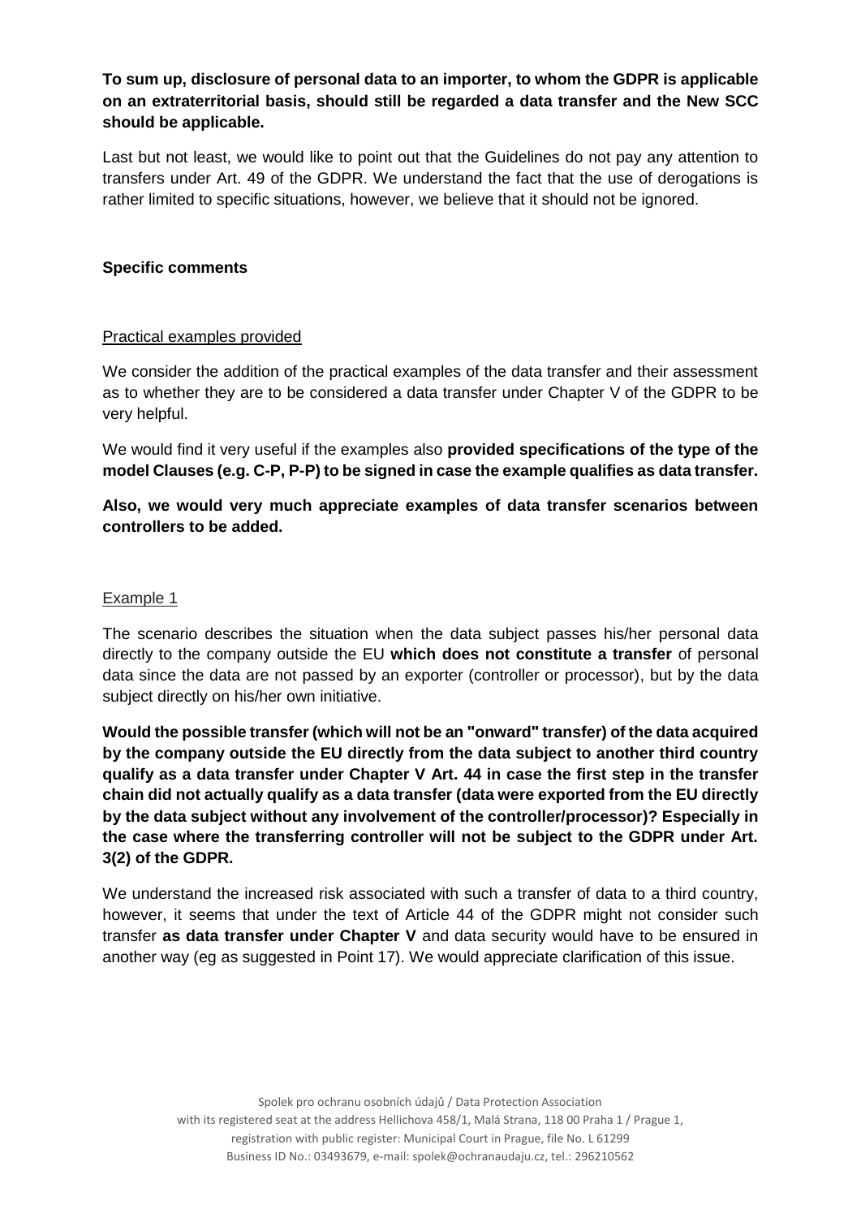**To sum up, disclosure of personal data to an importer, to whom the GDPR is applicable on an extraterritorial basis, should still be regarded a data transfer and the New SCC should be applicable.**

Last but not least, we would like to point out that the Guidelines do not pay any attention to transfers under Art. 49 of the GDPR. We understand the fact that the use of derogations is rather limited to specific situations, however, we believe that it should not be ignored.

**Specific comments**

Practical examples provided

We consider the addition of the practical examples of the data transfer and their assessment as to whether they are to be considered a data transfer under Chapter V of the GDPR to be very helpful.

We would find it very useful if the examples also **provided specifications of the type of the model Clauses (e.g. C-P, P-P) to be signed in case the example qualifies as data transfer.**

**Also, we would very much appreciate examples of data transfer scenarios between controllers to be added.**

Example 1

The scenario describes the situation when the data subject passes his/her personal data directly to the company outside the EU **which does not constitute a transfer** of personal data since the data are not passed by an exporter (controller or processor), but by the data subject directly on his/her own initiative.

**Would the possible transfer (which will not be an "onward" transfer) of the data acquired by the company outside the EU directly from the data subject to another third country qualify as a data transfer under Chapter V Art. 44 in case the first step in the transfer chain did not actually qualify as a data transfer (data were exported from the EU directly by the data subject without any involvement of the controller/processor)? Especially in the case where the transferring controller will not be subject to the GDPR under Art. 3(2) of the GDPR.**

We understand the increased risk associated with such a transfer of data to a third country, however, it seems that under the text of Article 44 of the GDPR might not consider such transfer **as data transfer under Chapter V** and data security would have to be ensured in another way (eg as suggested in Point 17). We would appreciate clarification of this issue.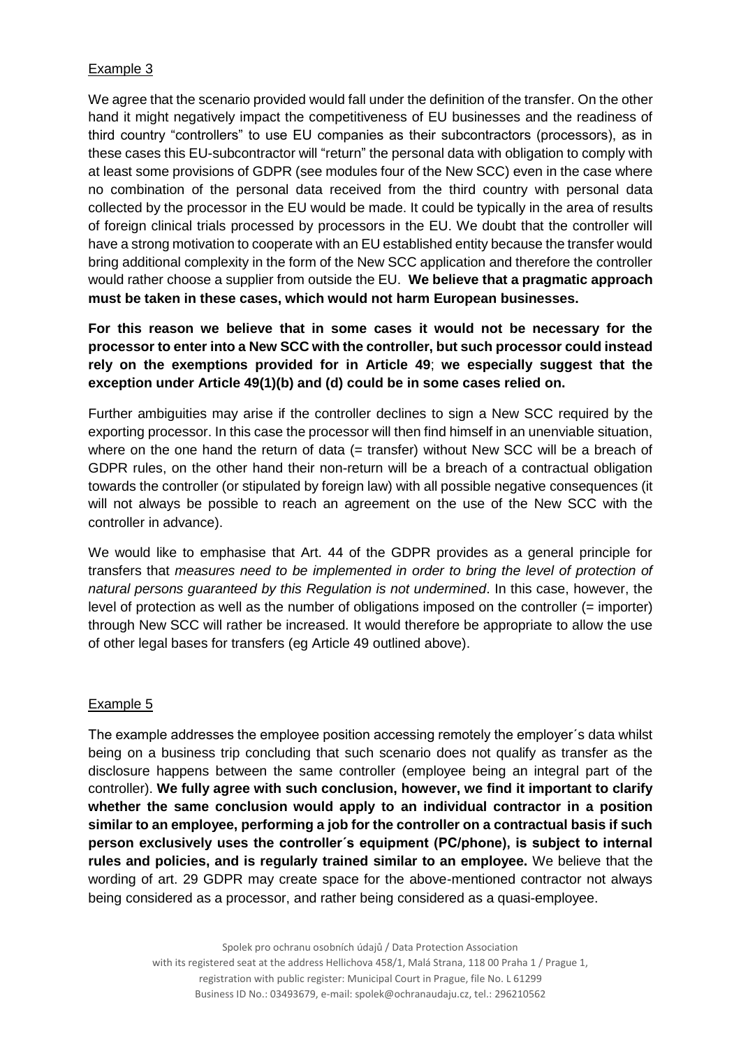## Example 3

We agree that the scenario provided would fall under the definition of the transfer. On the other hand it might negatively impact the competitiveness of EU businesses and the readiness of third country "controllers" to use EU companies as their subcontractors (processors), as in these cases this EU-subcontractor will "return" the personal data with obligation to comply with at least some provisions of GDPR (see modules four of the New SCC) even in the case where no combination of the personal data received from the third country with personal data collected by the processor in the EU would be made. It could be typically in the area of results of foreign clinical trials processed by processors in the EU. We doubt that the controller will have a strong motivation to cooperate with an EU established entity because the transfer would bring additional complexity in the form of the New SCC application and therefore the controller would rather choose a supplier from outside the EU. **We believe that a pragmatic approach must be taken in these cases, which would not harm European businesses.**

**For this reason we believe that in some cases it would not be necessary for the processor to enter into a New SCC with the controller, but such processor could instead rely on the exemptions provided for in Article 49**; **we especially suggest that the exception under Article 49(1)(b) and (d) could be in some cases relied on.**

Further ambiguities may arise if the controller declines to sign a New SCC required by the exporting processor. In this case the processor will then find himself in an unenviable situation, where on the one hand the return of data (= transfer) without New SCC will be a breach of GDPR rules, on the other hand their non-return will be a breach of a contractual obligation towards the controller (or stipulated by foreign law) with all possible negative consequences (it will not always be possible to reach an agreement on the use of the New SCC with the controller in advance).

We would like to emphasise that Art. 44 of the GDPR provides as a general principle for transfers that *measures need to be implemented in order to bring the level of protection of natural persons guaranteed by this Regulation is not undermined*. In this case, however, the level of protection as well as the number of obligations imposed on the controller (= importer) through New SCC will rather be increased. It would therefore be appropriate to allow the use of other legal bases for transfers (eg Article 49 outlined above).

## Example 5

The example addresses the employee position accessing remotely the employer´s data whilst being on a business trip concluding that such scenario does not qualify as transfer as the disclosure happens between the same controller (employee being an integral part of the controller). **We fully agree with such conclusion, however, we find it important to clarify whether the same conclusion would apply to an individual contractor in a position similar to an employee, performing a job for the controller on a contractual basis if such person exclusively uses the controller´s equipment (PC/phone), is subject to internal rules and policies, and is regularly trained similar to an employee.** We believe that the wording of art. 29 GDPR may create space for the above-mentioned contractor not always being considered as a processor, and rather being considered as a quasi-employee.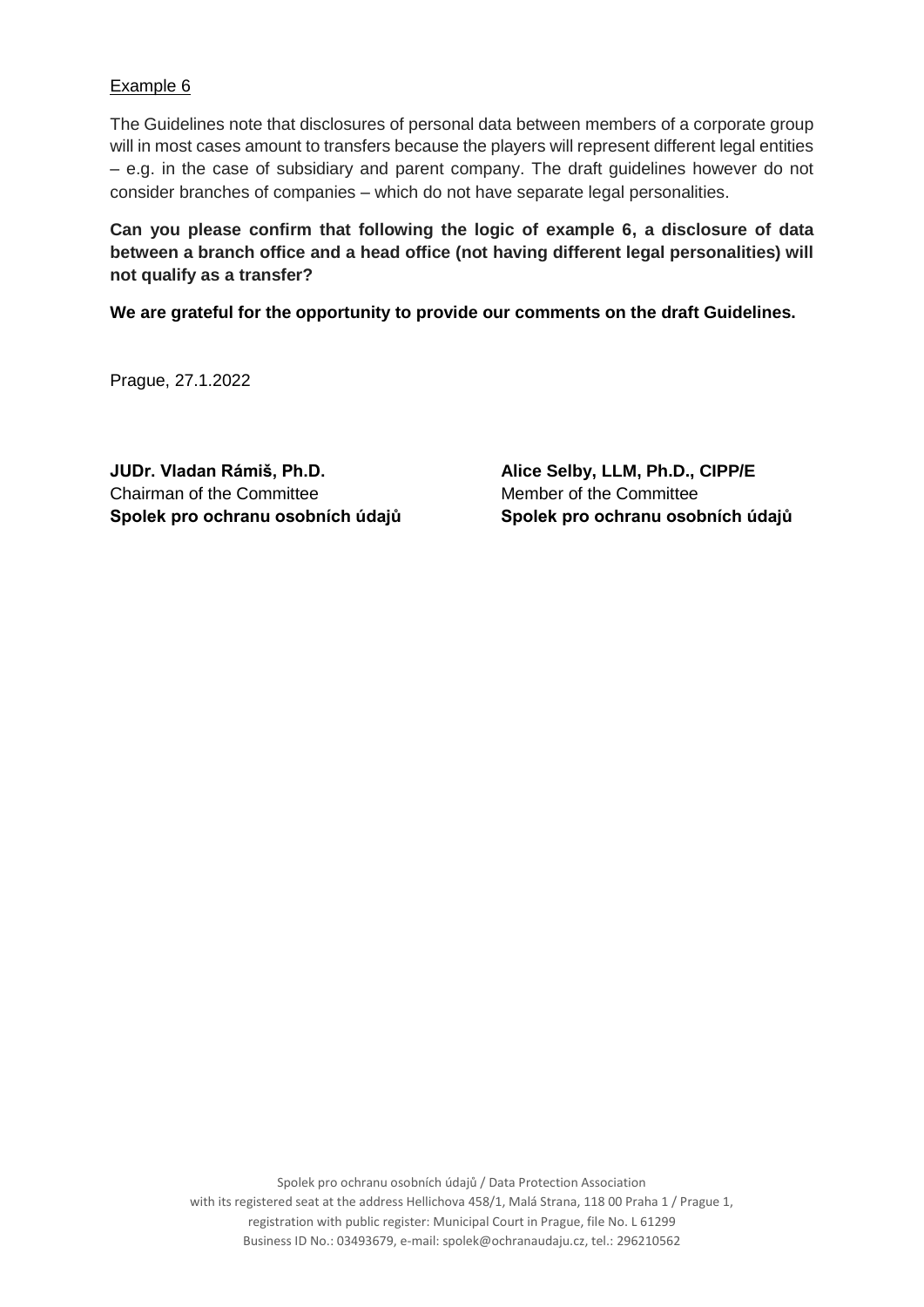Example 6

The Guidelines note that disclosures of personal data between members of a corporate group will in most cases amount to transfers because the players will represent different legal entities – e.g. in the case of subsidiary and parent company. The draft guidelines however do not consider branches of companies – which do not have separate legal personalities.

**Can you please confirm that following the logic of example 6, a disclosure of data between a branch office and a head office (not having different legal personalities) will not qualify as a transfer?**

**We are grateful for the opportunity to provide our comments on the draft Guidelines.**

Prague, 27.1.2022

**JUDr. Vladan Rámiš, Ph.D.**
Chairman of the Committee
**Spolek pro ochranu osobních údajů**

**Alice Selby, LLM, Ph.D., CIPP/E**
Member of the Committee
**Spolek pro ochranu osobních údajů**

Spolek pro ochranu osobních údajů / Data Protection Association
with its registered seat at the address Hellichova 458/1, Malá Strana, 118 00 Praha 1 / Prague 1,
registration with public register: Municipal Court in Prague, file No. L 61299
Business ID No.: 03493679, e-mail: spolek@ochranaudaju.cz, tel.: 296210562